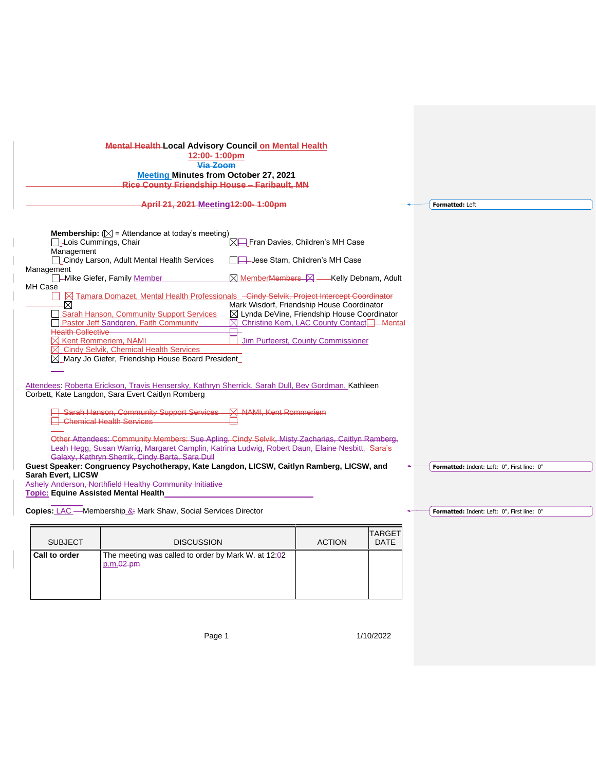**Local Advisory Council on Mental Health**

**12:00- 1:00pm**

**Meeting Minutes from October 27, 2021**

**Membership:** (☒ = Attendance at today's meeting)

☐ Lois Cummings, Chair
☒ Fran Davies, Children's MH Case Management
☐ Cindy Larson, Adult Mental Health Services
☐ Jese Stam, Children's MH Case Management
☐ Mike Giefer, Family Member
☒ Members ☒ Kelly Debnam, Adult MH Case
☒ Tamara Domazet, Mental Health Professionals
☒ Mark Wisdorf, Friendship House Coordinator
☐ Sarah Hanson, Community Support Services
☒ Lynda DeVine, Friendship House Coordinator
☐ Pastor Jeff Sandgren, Faith Community
☒ Christine Kern, LAC County Contact
☒ Kent Rommeriem, NAMI
☐ Jim Purfeerst, County Commissioner
☒ Cindy Selvik, Chemical Health Services
☒ Mary Jo Giefer, Friendship House Board President

Attendees: Roberta Erickson, Travis Hensersky, Kathryn Sherrick, Sarah Dull, Bev Gordman, Kathleen Corbett, Kate Langdon, Sara Evert Caitlyn Romberg

**Guest Speaker: Congruency Psychotherapy, Kate Langdon, LICSW, Caitlyn Ramberg, LICSW, and Sarah Evert, LICSW**

**Topic: Equine Assisted Mental Health**

**Copies:** LAC Membership & Mark Shaw, Social Services Director

| SUBJECT | DISCUSSION | ACTION | TARGET DATE |
|---|---|---|---|
| **Call to order** | The meeting was called to order by Mark W. at 12:02 p.m. | | |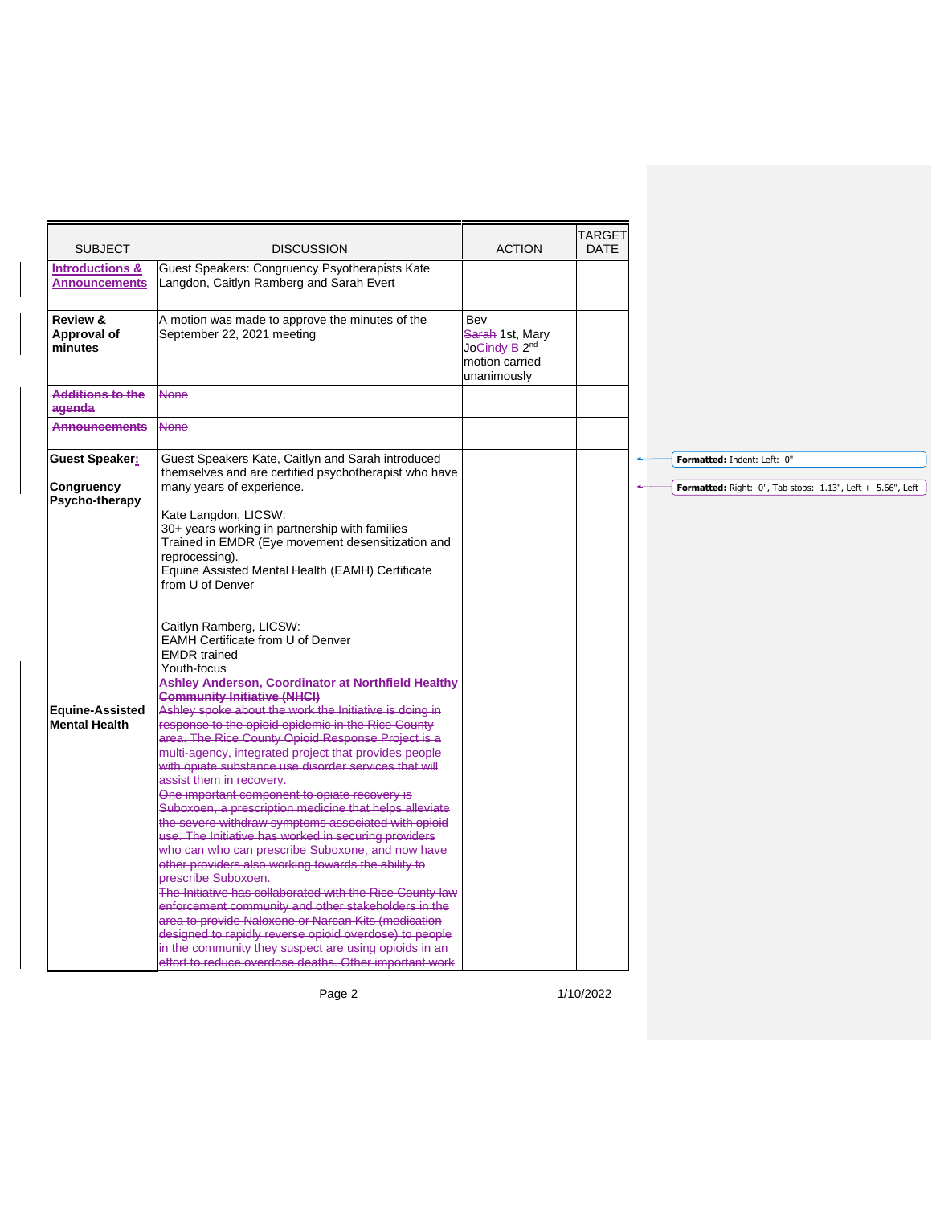| SUBJECT | DISCUSSION | ACTION | TARGET DATE |
|---|---|---|---|
| **Introductions & Announcements** | Guest Speakers: Congruency Psyotherapists Kate Langdon, Caitlyn Ramberg and Sarah Evert | | |
| **Review & Approval of minutes** | A motion was made to approve the minutes of the September 22, 2021 meeting | Bev ~~Sarah~~ 1st, Mary Jo~~Cindy B~~ 2nd motion carried unanimously | |
| ~~**Additions to the agenda**~~ | ~~None~~ | | |
| ~~**Announcements**~~ | ~~None~~ | | |
| **Guest Speaker:** <br><br> **Congruency Psycho-therapy** <br><br> **Equine-Assisted Mental Health** | Guest Speakers Kate, Caitlyn and Sarah introduced themselves and are certified psychotherapist who have many years of experience. <br><br> Kate Langdon, LICSW: <br> 30+ years working in partnership with families <br> Trained in EMDR (Eye movement desensitization and reprocessing). <br> Equine Assisted Mental Health (EAMH) Certificate from U of Denver <br><br> Caitlyn Ramberg, LICSW: <br> EAMH Certificate from U of Denver <br> EMDR trained <br> Youth-focus <br> ~~**Ashley Anderson, Coordinator at Northfield Healthy Community Initiative (NHCI)**~~ <br> ~~Ashley spoke about the work the Initiative is doing in response to the opioid epidemic in the Rice County area. The Rice County Opioid Response Project is a multi-agency, integrated project that provides people with opiate substance use disorder services that will assist them in recovery.~~ <br> ~~One important component to opiate recovery is Suboxoen, a prescription medicine that helps alleviate the severe withdraw symptoms associated with opioid use. The Initiative has worked in securing providers who can who can prescribe Suboxone, and now have other providers also working towards the ability to prescribe Suboxoen.~~ <br> ~~The Initiative has collaborated with the Rice County law enforcement community and other stakeholders in the area to provide Naloxone or Narcan Kits (medication designed to rapidly reverse opioid overdose) to people in the community they suspect are using opioids in an effort to reduce overdose deaths. Other important work~~ | | |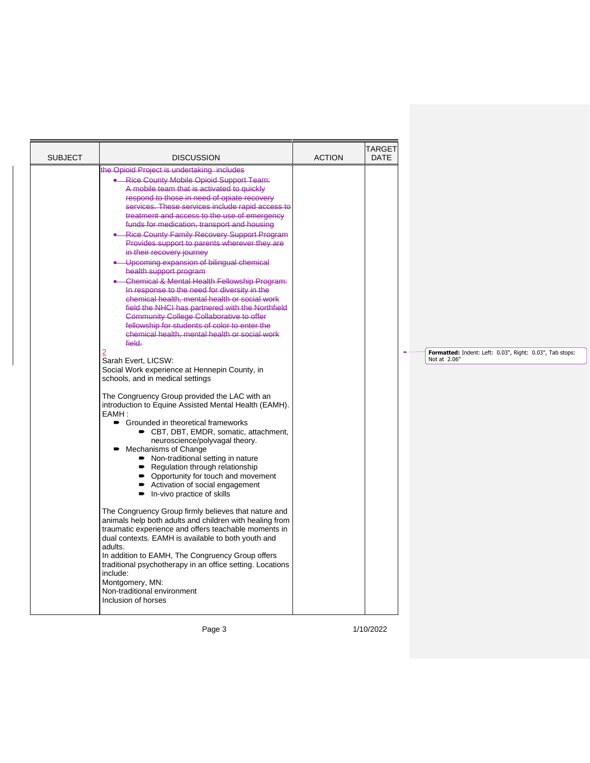| SUBJECT | DISCUSSION | ACTION | TARGET DATE |
|---|---|---|---|
| | ~~the Opioid Project is undertaking includes~~<br>• ~~Rice County Mobile Opioid Support Team: A mobile team that is activated to quickly respond to those in need of opiate recovery services. These services include rapid access to treatment and access to the use of emergency funds for medication, transport and housing~~<br>• ~~Rice County Family Recovery Support Program Provides support to parents wherever they are in their recovery journey~~<br>• ~~Upcoming expansion of bilingual chemical health support program~~<br>• ~~Chemical & Mental Health Fellowship Program: In response to the need for diversity in the chemical health, mental health or social work field the NHCI has partnered with the Northfield Community College Collaborative to offer fellowship for students of color to enter the chemical health, mental health or social work field.~~<br>2<br>Sarah Evert, LICSW:<br>Social Work experience at Hennepin County, in schools, and in medical settings<br><br>The Congruency Group provided the LAC with an introduction to Equine Assisted Mental Health (EAMH).<br>EAMH :<br>➨ Grounded in theoretical frameworks<br>&nbsp;&nbsp;&nbsp;&nbsp;➨ CBT, DBT, EMDR, somatic, attachment, neuroscience/polyvagal theory.<br>➨ Mechanisms of Change<br>&nbsp;&nbsp;&nbsp;&nbsp;➨ Non-traditional setting in nature<br>&nbsp;&nbsp;&nbsp;&nbsp;➨ Regulation through relationship<br>&nbsp;&nbsp;&nbsp;&nbsp;➨ Opportunity for touch and movement<br>&nbsp;&nbsp;&nbsp;&nbsp;➨ Activation of social engagement<br>&nbsp;&nbsp;&nbsp;&nbsp;➨ In-vivo practice of skills<br><br>The Congruency Group firmly believes that nature and animals help both adults and children with healing from traumatic experience and offers teachable moments in dual contexts. EAMH is available to both youth and adults.<br>In addition to EAMH, The Congruency Group offers traditional psychotherapy in an office setting. Locations include:<br>Montgomery, MN:<br>Non-traditional environment<br>Inclusion of horses | | |

**Formatted:** Indent: Left: 0.03", Right: 0.03", Tab stops: Not at 2.06"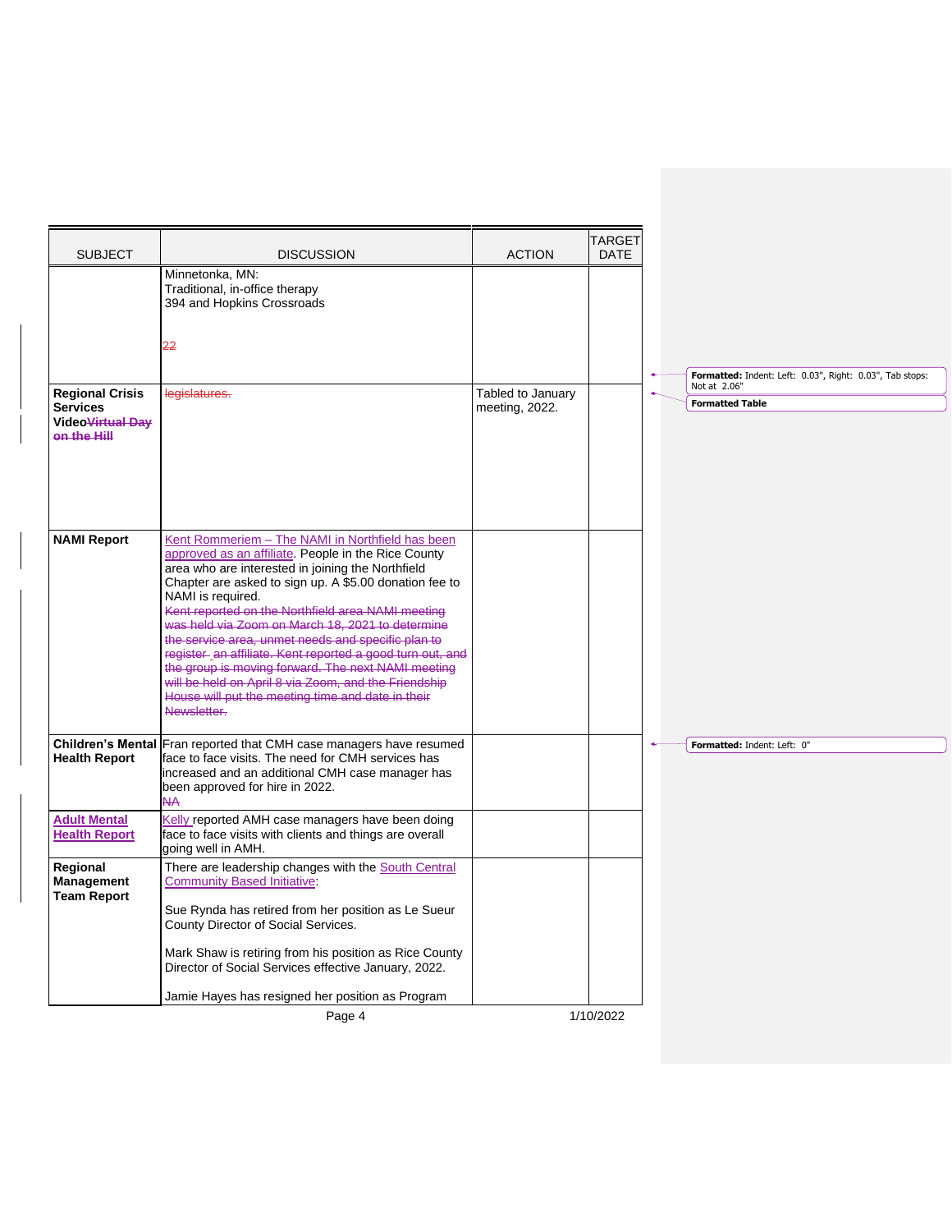| SUBJECT | DISCUSSION | ACTION | TARGET DATE |
|---|---|---|---|
| | Minnetonka, MN:<br>Traditional, in-office therapy<br>394 and Hopkins Crossroads<br><br>22 | | |
| **Regional Crisis Services VideoVirtual Day on the Hill** | legislatures. | Tabled to January meeting, 2022. | |
| **NAMI Report** | Kent Rommeriem – The NAMI in Northfield has been approved as an affiliate. People in the Rice County area who are interested in joining the Northfield Chapter are asked to sign up. A $5.00 donation fee to NAMI is required.<br>Kent reported on the Northfield area NAMI meeting was held via Zoom on March 18, 2021 to determine the service area, unmet needs and specific plan to register an affiliate. Kent reported a good turn out, and the group is moving forward. The next NAMI meeting will be held on April 8 via Zoom, and the Friendship House will put the meeting time and date in their Newsletter. | | |
| **Children's Mental Health Report** | Fran reported that CMH case managers have resumed face to face visits. The need for CMH services has increased and an additional CMH case manager has been approved for hire in 2022.<br>NA | | |
| **Adult Mental Health Report** | Kelly reported AMH case managers have been doing face to face visits with clients and things are overall going well in AMH. | | |
| **Regional Management Team Report** | There are leadership changes with the South Central Community Based Initiative:<br><br>Sue Rynda has retired from her position as Le Sueur County Director of Social Services.<br><br>Mark Shaw is retiring from his position as Rice County Director of Social Services effective January, 2022.<br><br>Jamie Hayes has resigned her position as Program | | |

Formatted: Indent: Left: 0.03", Right: 0.03", Tab stops: Not at 2.06"

Formatted Table

Formatted: Indent: Left: 0"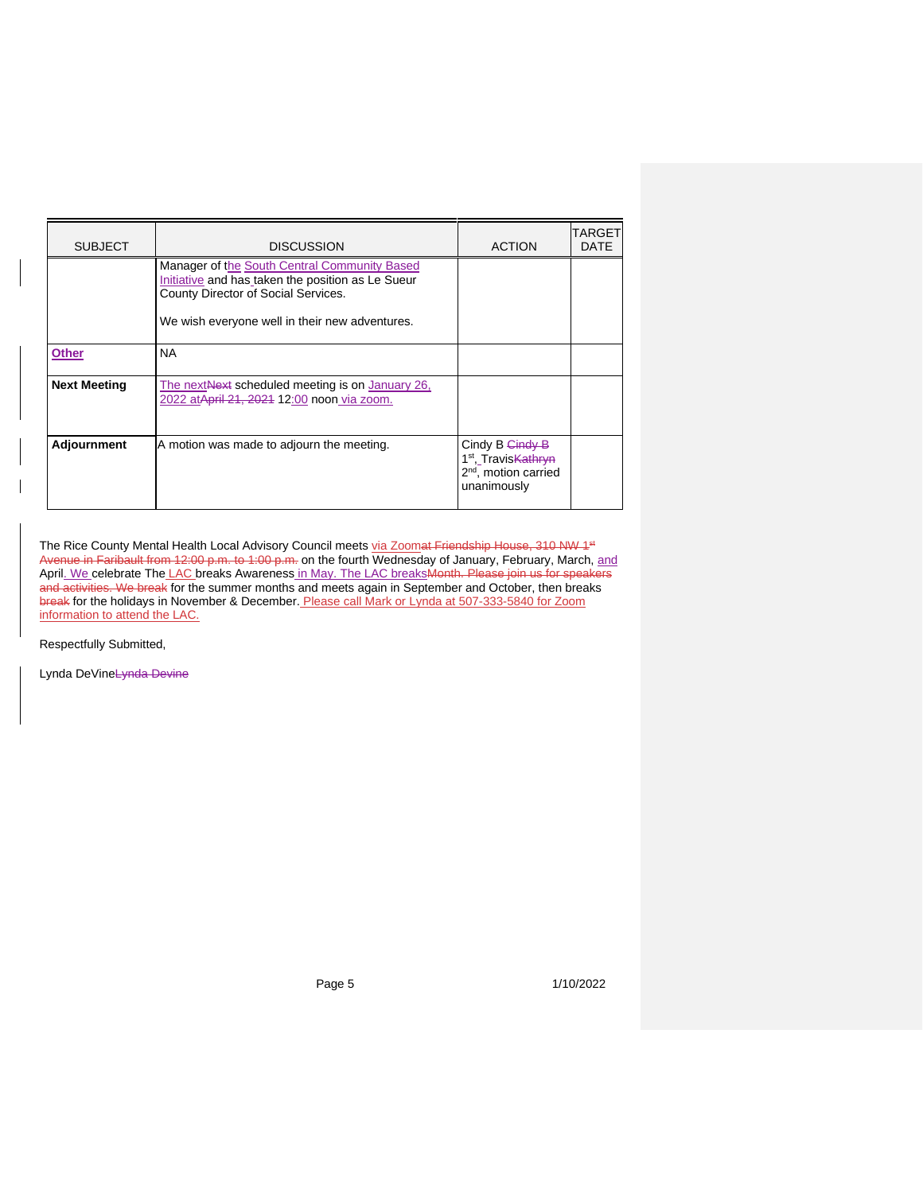| SUBJECT | DISCUSSION | ACTION | TARGET DATE |
|---|---|---|---|
| | Manager of the South Central Community Based Initiative and has taken the position as Le Sueur County Director of Social Services.<br><br>We wish everyone well in their new adventures. | | |
| **Other** | NA | | |
| **Next Meeting** | The next~~Next~~ scheduled meeting is on January 26, 2022 at~~April 21, 2021~~ 12:00 noon via zoom. | | |
| **Adjournment** | A motion was made to adjourn the meeting. | Cindy B ~~Cindy B~~ 1st, Travis~~Kathryn~~ 2nd, motion carried unanimously | |

The Rice County Mental Health Local Advisory Council meets via Zoom~~at Friendship House, 310 NW 1st Avenue in Faribault from 12:00 p.m. to 1:00 p.m.~~ on the fourth Wednesday of January, February, March, and April. We celebrate The LAC breaks Awareness in May. The LAC breaks~~Month. Please join us for speakers and activities. We break~~ for the summer months and meets again in September and October, then breaks ~~break~~ for the holidays in November & December. Please call Mark or Lynda at 507-333-5840 for Zoom information to attend the LAC.

Respectfully Submitted,

Lynda DeVine~~Lynda Devine~~